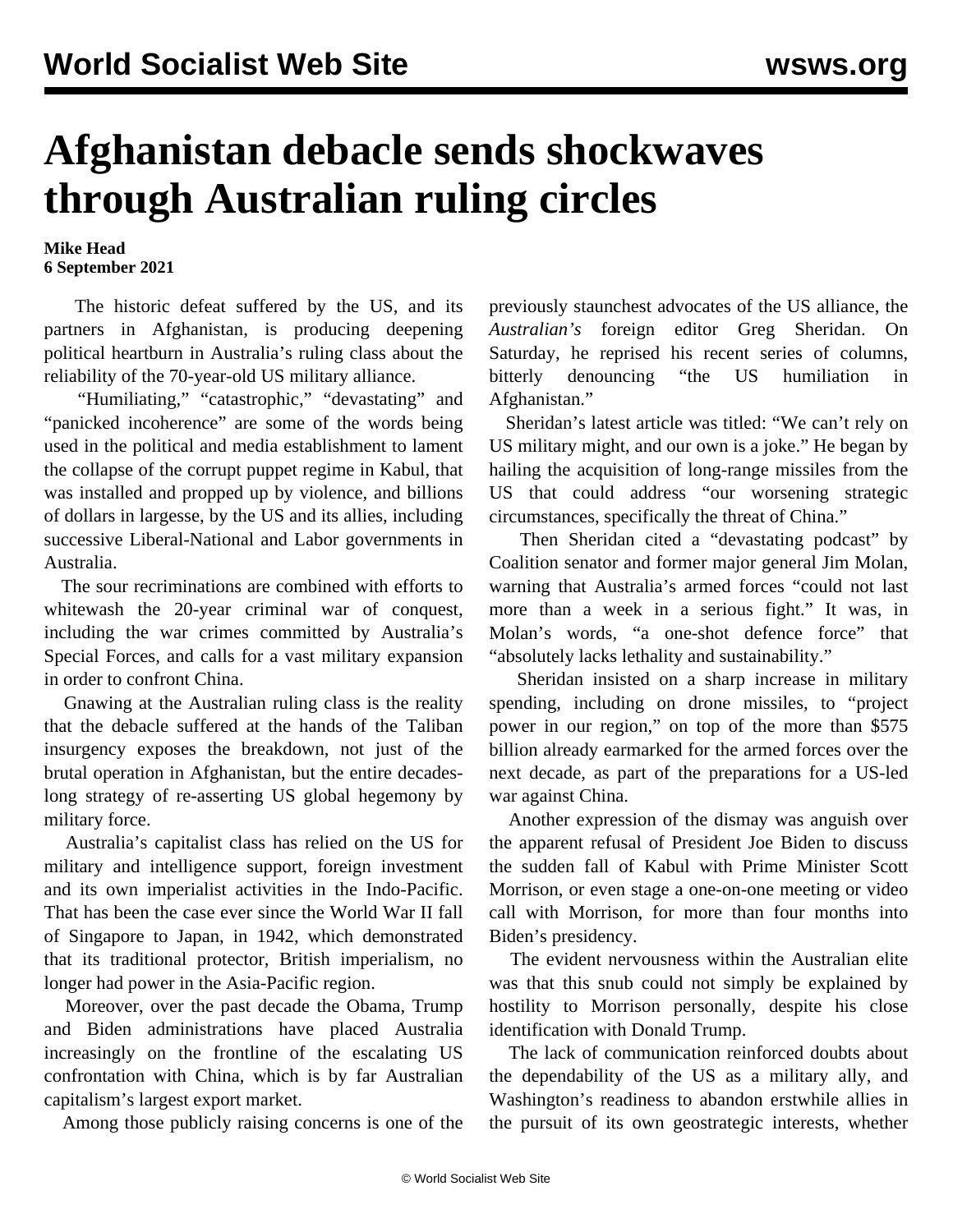# Afghanistan debacle sends shockwaves through Australian ruling circles

**Mike Head**
**6 September 2021**

The historic defeat suffered by the US, and its partners in Afghanistan, is producing deepening political heartburn in Australia's ruling class about the reliability of the 70-year-old US military alliance.

"Humiliating," "catastrophic," "devastating" and "panicked incoherence" are some of the words being used in the political and media establishment to lament the collapse of the corrupt puppet regime in Kabul, that was installed and propped up by violence, and billions of dollars in largesse, by the US and its allies, including successive Liberal-National and Labor governments in Australia.

The sour recriminations are combined with efforts to whitewash the 20-year criminal war of conquest, including the war crimes committed by Australia's Special Forces, and calls for a vast military expansion in order to confront China.

Gnawing at the Australian ruling class is the reality that the debacle suffered at the hands of the Taliban insurgency exposes the breakdown, not just of the brutal operation in Afghanistan, but the entire decades-long strategy of re-asserting US global hegemony by military force.

Australia's capitalist class has relied on the US for military and intelligence support, foreign investment and its own imperialist activities in the Indo-Pacific. That has been the case ever since the World War II fall of Singapore to Japan, in 1942, which demonstrated that its traditional protector, British imperialism, no longer had power in the Asia-Pacific region.

Moreover, over the past decade the Obama, Trump and Biden administrations have placed Australia increasingly on the frontline of the escalating US confrontation with China, which is by far Australian capitalism's largest export market.

Among those publicly raising concerns is one of the previously staunchest advocates of the US alliance, the *Australian's* foreign editor Greg Sheridan. On Saturday, he reprised his recent series of columns, bitterly denouncing "the US humiliation in Afghanistan."

Sheridan's latest article was titled: "We can't rely on US military might, and our own is a joke." He began by hailing the acquisition of long-range missiles from the US that could address "our worsening strategic circumstances, specifically the threat of China."

Then Sheridan cited a "devastating podcast" by Coalition senator and former major general Jim Molan, warning that Australia's armed forces "could not last more than a week in a serious fight." It was, in Molan's words, "a one-shot defence force" that "absolutely lacks lethality and sustainability."

Sheridan insisted on a sharp increase in military spending, including on drone missiles, to "project power in our region," on top of the more than $575 billion already earmarked for the armed forces over the next decade, as part of the preparations for a US-led war against China.

Another expression of the dismay was anguish over the apparent refusal of President Joe Biden to discuss the sudden fall of Kabul with Prime Minister Scott Morrison, or even stage a one-on-one meeting or video call with Morrison, for more than four months into Biden's presidency.

The evident nervousness within the Australian elite was that this snub could not simply be explained by hostility to Morrison personally, despite his close identification with Donald Trump.

The lack of communication reinforced doubts about the dependability of the US as a military ally, and Washington's readiness to abandon erstwhile allies in the pursuit of its own geostrategic interests, whether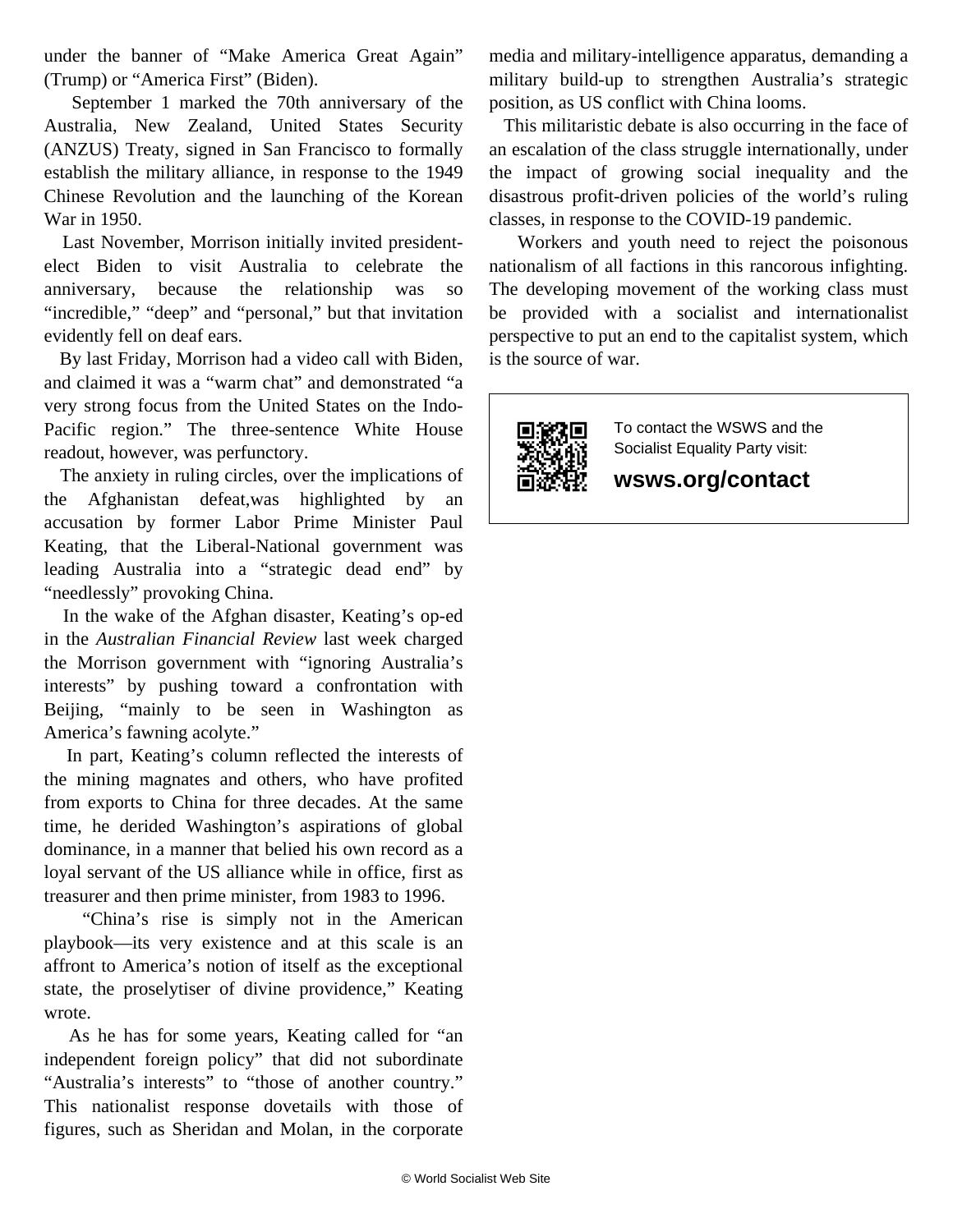under the banner of "Make America Great Again" (Trump) or "America First" (Biden).

September 1 marked the 70th anniversary of the Australia, New Zealand, United States Security (ANZUS) Treaty, signed in San Francisco to formally establish the military alliance, in response to the 1949 Chinese Revolution and the launching of the Korean War in 1950.

Last November, Morrison initially invited president-elect Biden to visit Australia to celebrate the anniversary, because the relationship was so "incredible," "deep" and "personal," but that invitation evidently fell on deaf ears.

By last Friday, Morrison had a video call with Biden, and claimed it was a "warm chat" and demonstrated "a very strong focus from the United States on the Indo-Pacific region." The three-sentence White House readout, however, was perfunctory.

The anxiety in ruling circles, over the implications of the Afghanistan defeat,was highlighted by an accusation by former Labor Prime Minister Paul Keating, that the Liberal-National government was leading Australia into a "strategic dead end" by "needlessly" provoking China.

In the wake of the Afghan disaster, Keating's op-ed in the *Australian Financial Review* last week charged the Morrison government with "ignoring Australia's interests" by pushing toward a confrontation with Beijing, "mainly to be seen in Washington as America's fawning acolyte."

In part, Keating's column reflected the interests of the mining magnates and others, who have profited from exports to China for three decades. At the same time, he derided Washington's aspirations of global dominance, in a manner that belied his own record as a loyal servant of the US alliance while in office, first as treasurer and then prime minister, from 1983 to 1996.

"China's rise is simply not in the American playbook—its very existence and at this scale is an affront to America's notion of itself as the exceptional state, the proselytiser of divine providence," Keating wrote.

As he has for some years, Keating called for "an independent foreign policy" that did not subordinate "Australia's interests" to "those of another country." This nationalist response dovetails with those of figures, such as Sheridan and Molan, in the corporate media and military-intelligence apparatus, demanding a military build-up to strengthen Australia's strategic position, as US conflict with China looms.

This militaristic debate is also occurring in the face of an escalation of the class struggle internationally, under the impact of growing social inequality and the disastrous profit-driven policies of the world's ruling classes, in response to the COVID-19 pandemic.

Workers and youth need to reject the poisonous nationalism of all factions in this rancorous infighting. The developing movement of the working class must be provided with a socialist and internationalist perspective to put an end to the capitalist system, which is the source of war.

To contact the WSWS and the Socialist Equality Party visit:

**wsws.org/contact**